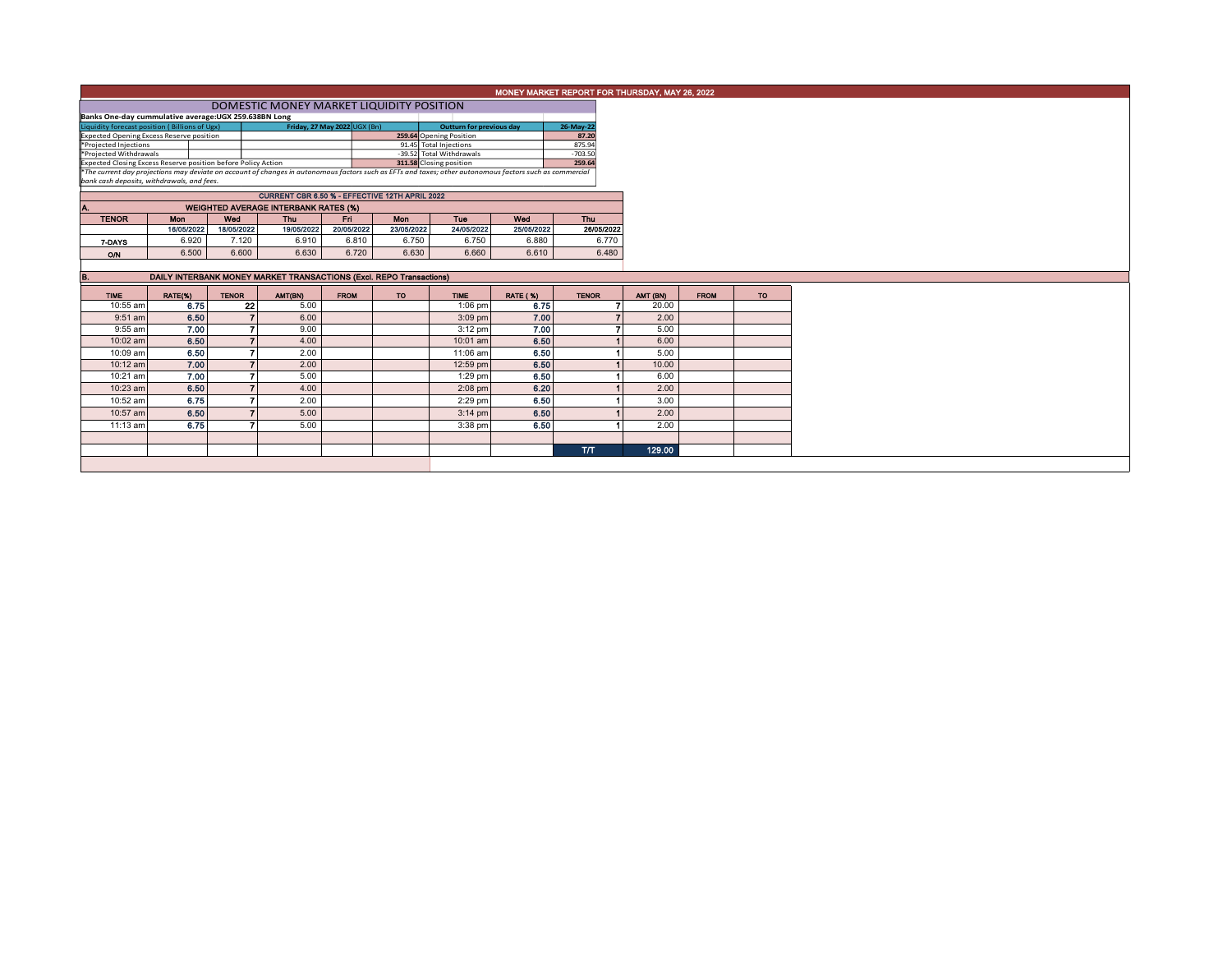# MONEY MARKET REPORT FOR THURSDAY, MAY 26, 2022

## DOMESTIC MONEY MARKET LIQUIDITY POSITION

**Banks One-day cummulative average:UGX 259.638BN Long**

| Liquidity forecast position (Billions of Ugx) | Friday, 27 May 2022 UGX (Bn) | Outturn for previous day | 26-May-22 |
|---|---|---|---|
| Expected Opening Excess Reserve position | 259.64 | Opening Position | 87.20 |
| *Projected Injections | 91.45 | Total Injections | 875.94 |
| *Projected Withdrawals | -39.52 | Total Withdrawals | -703.50 |
| Expected Closing Excess Reserve position before Policy Action | 311.58 | Closing position | 259.64 |

*The current day projections may deviate on account of changes in autonomous factors such as EFTs and taxes; other autonomous factors such as commercial bank cash deposits, withdrawals, and fees.*

## CURRENT CBR 6.50 % - EFFECTIVE 12TH APRIL 2022

### A. WEIGHTED AVERAGE INTERBANK RATES (%)

| TENOR | Mon | Wed | Thu | Fri | Mon | Tue | Wed | Thu |
|---|---|---|---|---|---|---|---|---|
| | 16/05/2022 | 18/05/2022 | 19/05/2022 | 20/05/2022 | 23/05/2022 | 24/05/2022 | 25/05/2022 | 26/05/2022 |
| 7-DAYS | 6.920 | 7.120 | 6.910 | 6.810 | 6.750 | 6.750 | 6.880 | 6.770 |
| O/N | 6.500 | 6.600 | 6.630 | 6.720 | 6.630 | 6.660 | 6.610 | 6.480 |

### B. DAILY INTERBANK MONEY MARKET TRANSACTIONS (Excl. REPO Transactions)

| TIME | RATE(%) | TENOR | AMT(BN) | FROM | TO | TIME | RATE (%) | TENOR | AMT (BN) | FROM | TO |
|---|---|---|---|---|---|---|---|---|---|---|---|
| 10:55 am | 6.75 | 22 | 5.00 | | | 1:06 pm | 6.75 | 7 | 20.00 | | |
| 9:51 am | 6.50 | 7 | 6.00 | | | 3:09 pm | 7.00 | 7 | 2.00 | | |
| 9:55 am | 7.00 | 7 | 9.00 | | | 3:12 pm | 7.00 | 7 | 5.00 | | |
| 10:02 am | 6.50 | 7 | 4.00 | | | 10:01 am | 6.50 | 1 | 6.00 | | |
| 10:09 am | 6.50 | 7 | 2.00 | | | 11:06 am | 6.50 | 1 | 5.00 | | |
| 10:12 am | 7.00 | 7 | 2.00 | | | 12:59 pm | 6.50 | 1 | 10.00 | | |
| 10:21 am | 7.00 | 7 | 5.00 | | | 1:29 pm | 6.50 | 1 | 6.00 | | |
| 10:23 am | 6.50 | 7 | 4.00 | | | 2:08 pm | 6.20 | 1 | 2.00 | | |
| 10:52 am | 6.75 | 7 | 2.00 | | | 2:29 pm | 6.50 | 1 | 3.00 | | |
| 10:57 am | 6.50 | 7 | 5.00 | | | 3:14 pm | 6.50 | 1 | 2.00 | | |
| 11:13 am | 6.75 | 7 | 5.00 | | | 3:38 pm | 6.50 | 1 | 2.00 | | |
| | | | | | | | | T/T | 129.00 | | |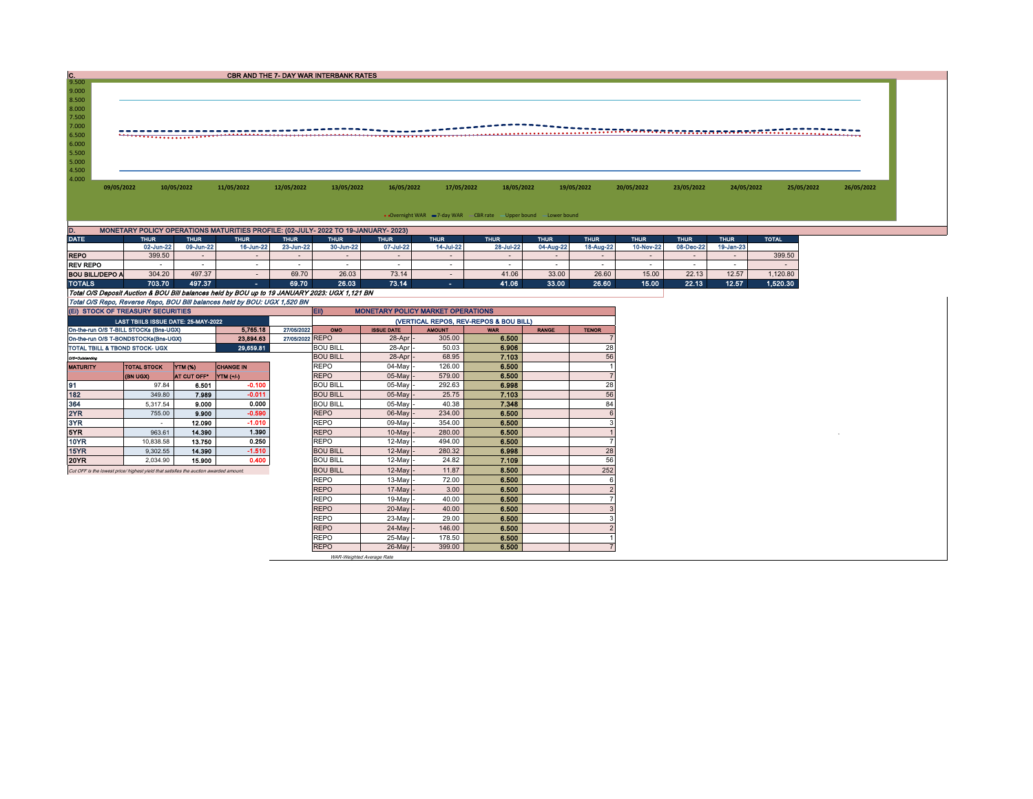## C. CBR AND THE 7- DAY WAR INTERBANK RATES

9.500
9.000
8.500
8.000
7.500
7.000
6.500
6.000
5.500
5.000
4.500
4.000

09/05/2022 10/05/2022 11/05/2022 12/05/2022 13/05/2022 16/05/2022 17/05/2022 18/05/2022 19/05/2022 20/05/2022 23/05/2022 24/05/2022 25/05/2022 26/05/2022

Overnight WAR — 7-day WAR — CBR rate — Upper bound — Lower bound

## D. MONETARY POLICY OPERATIONS MATURITIES PROFILE: (02-JULY- 2022 TO 19-JANUARY- 2023)

| DATE | THUR | THUR | THUR | THUR | THUR | THUR | THUR | THUR | THUR | THUR | THUR | THUR | THUR | TOTAL |
|---|---|---|---|---|---|---|---|---|---|---|---|---|---|---|
| | 02-Jun-22 | 09-Jun-22 | 16-Jun-22 | 23-Jun-22 | 30-Jun-22 | 07-Jul-22 | 14-Jul-22 | 28-Jul-22 | 04-Aug-22 | 18-Aug-22 | 10-Nov-22 | 08-Dec-22 | 19-Jan-23 | |
| **REPO** | 399.50 | - | - | - | - | - | - | - | - | - | - | - | - | 399.50 |
| **REV REPO** | - | - | - | - | - | - | - | - | - | - | - | - | - | - |
| **BOU BILL/DEPO A** | 304.20 | 497.37 | - | 69.70 | 26.03 | 73.14 | - | 41.06 | 33.00 | 26.60 | 15.00 | 22.13 | 12.57 | 1,120.80 |
| **TOTALS** | **703.70** | **497.37** | **-** | **69.70** | **26.03** | **73.14** | **-** | **41.06** | **33.00** | **26.60** | **15.00** | **22.13** | **12.57** | **1,520.30** |

*Total O/S Deposit Auction & BOU Bill balances held by BOU up to 19 JANUARY 2023: UGX 1,121 BN*

*Total O/S Repo, Reverse Repo, BOU Bill balances held by BOU: UGX 1,520 BN*

## (EI) STOCK OF TREASURY SECURITIES

| LAST TBIILS ISSUE DATE: 25-MAY-2022 | | |
|---|---|---|
| On-the-run O/S T-BILL STOCKs (Bns-UGX) | 5,765.18 | 27/05/2022 |
| On-the-run O/S T-BONDSTOCKs(Bns-UGX) | 23,894.63 | 27/05/2022 |
| TOTAL TBILL & TBOND STOCK- UGX | 29,659.81 | |

*O/S=Outstanding*

| MATURITY | TOTAL STOCK (BN UGX) | YTM (%) AT CUT OFF* | CHANGE IN YTM (+/-) |
|---|---|---|---|
| 91 | 97.84 | 6.501 | -0.100 |
| 182 | 349.80 | 7.989 | -0.011 |
| 364 | 5,317.54 | 9.000 | 0.000 |
| 2YR | 755.00 | 9.900 | -0.590 |
| 3YR | - | 12.090 | -1.010 |
| 5YR | 963.61 | 14.390 | 1.390 |
| 10YR | 10,838.58 | 13.750 | 0.250 |
| 15YR | 9,302.55 | 14.390 | -1.510 |
| 20YR | 2,034.90 | 15.900 | 0.400 |

*Cut OFF is the lowest price/ highest yield that satisfies the auction awarded amount.*

## EII) MONETARY POLICY MARKET OPERATIONS

(VERTICAL REPOS, REV-REPOS & BOU BILL)

| OMO | ISSUE DATE | AMOUNT | WAR | RANGE | TENOR |
|---|---|---|---|---|---|
| REPO | 28-Apr | 305.00 | 6.500 | | 7 |
| BOU BILL | 28-Apr | 50.03 | 6.906 | | 28 |
| BOU BILL | 28-Apr | 68.95 | 7.103 | | 56 |
| REPO | 04-May | 126.00 | 6.500 | | 1 |
| REPO | 05-May | 579.00 | 6.500 | | 7 |
| BOU BILL | 05-May | 292.63 | 6.998 | | 28 |
| BOU BILL | 05-May | 25.75 | 7.103 | | 56 |
| BOU BILL | 05-May | 40.38 | 7.348 | | 84 |
| REPO | 06-May | 234.00 | 6.500 | | 6 |
| REPO | 09-May | 354.00 | 6.500 | | 3 |
| REPO | 10-May | 280.00 | 6.500 | | 1 |
| REPO | 12-May | 494.00 | 6.500 | | 7 |
| BOU BILL | 12-May | 280.32 | 6.998 | | 28 |
| BOU BILL | 12-May | 24.82 | 7.109 | | 56 |
| BOU BILL | 12-May | 11.87 | 8.500 | | 252 |
| REPO | 13-May | 72.00 | 6.500 | | 6 |
| REPO | 17-May | 3.00 | 6.500 | | 2 |
| REPO | 19-May | 40.00 | 6.500 | | 7 |
| REPO | 20-May | 40.00 | 6.500 | | 3 |
| REPO | 23-May | 29.00 | 6.500 | | 3 |
| REPO | 24-May | 146.00 | 6.500 | | 2 |
| REPO | 25-May | 178.50 | 6.500 | | 1 |
| REPO | 26-May | 399.00 | 6.500 | | 7 |

*WAR-Weighted Average Rate*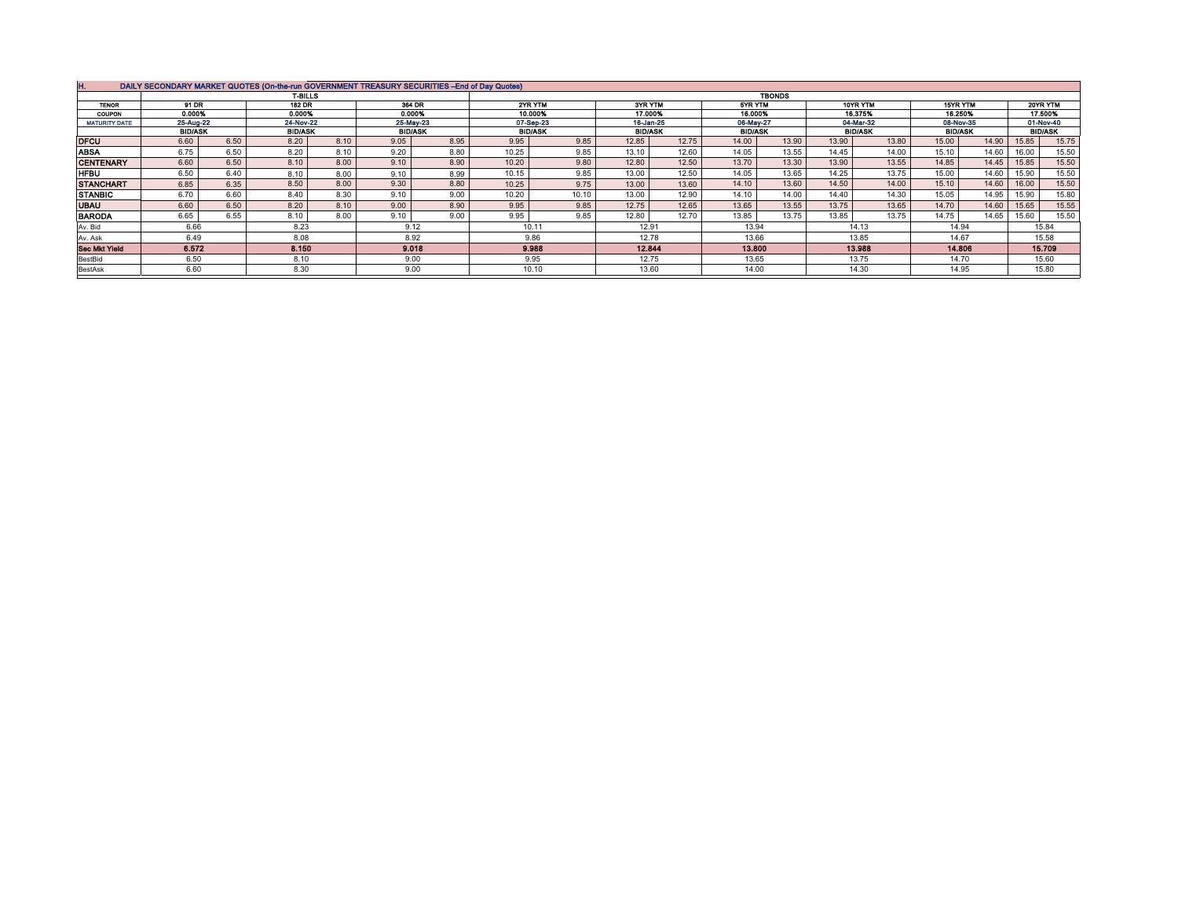**H. DAILY SECONDARY MARKET QUOTES (On-the-run GOVERNMENT TREASURY SECURITIES –End of Day Quotes)**

| | T-BILLS | | | | | | TBONDS | | | | | | | | | | | | | | |
|---|---|---|---|---|---|---|---|---|---|---|---|---|---|---|---|---|---|---|---|---|
| TENOR | 91 DR | | 182 DR | | 364 DR | | 2YR YTM | | 3YR YTM | | 5YR YTM | | 10YR YTM | | 15YR YTM | | 20YR YTM | |
| COUPON | 0.000% | | 0.000% | | 0.000% | | 10.000% | | 17.000% | | 16.000% | | 16.375% | | 16.250% | | 17.500% | |
| MATURITY DATE | 25-Aug-22 | | 24-Nov-22 | | 25-May-23 | | 07-Sep-23 | | 16-Jan-25 | | 06-May-27 | | 04-Mar-32 | | 08-Nov-35 | | 01-Nov-40 | |
| | BID/ASK | | BID/ASK | | BID/ASK | | BID/ASK | | BID/ASK | | BID/ASK | | BID/ASK | | BID/ASK | | BID/ASK | |
| DFCU | 6.60 | 6.50 | 8.20 | 8.10 | 9.05 | 8.95 | 9.95 | 9.85 | 12.85 | 12.75 | 14.00 | 13.90 | 13.90 | 13.80 | 15.00 | 14.90 | 15.85 | 15.75 |
| ABSA | 6.75 | 6.50 | 8.20 | 8.10 | 9.20 | 8.80 | 10.25 | 9.85 | 13.10 | 12.60 | 14.05 | 13.55 | 14.45 | 14.00 | 15.10 | 14.60 | 16.00 | 15.50 |
| CENTENARY | 6.60 | 6.50 | 8.10 | 8.00 | 9.10 | 8.90 | 10.20 | 9.80 | 12.80 | 12.50 | 13.70 | 13.30 | 13.90 | 13.55 | 14.85 | 14.45 | 15.85 | 15.50 |
| HFBU | 6.50 | 6.40 | 8.10 | 8.00 | 9.10 | 8.99 | 10.15 | 9.85 | 13.00 | 12.50 | 14.05 | 13.65 | 14.25 | 13.75 | 15.00 | 14.60 | 15.90 | 15.50 |
| STANCHART | 6.85 | 6.35 | 8.50 | 8.00 | 9.30 | 8.80 | 10.25 | 9.75 | 13.00 | 13.60 | 14.10 | 13.60 | 14.50 | 14.00 | 15.10 | 14.60 | 16.00 | 15.50 |
| STANBIC | 6.70 | 6.60 | 8.40 | 8.30 | 9.10 | 9.00 | 10.20 | 10.10 | 13.00 | 12.90 | 14.10 | 14.00 | 14.40 | 14.30 | 15.05 | 14.95 | 15.90 | 15.80 |
| UBAU | 6.60 | 6.50 | 8.20 | 8.10 | 9.00 | 8.90 | 9.95 | 9.85 | 12.75 | 12.65 | 13.65 | 13.55 | 13.75 | 13.65 | 14.70 | 14.60 | 15.65 | 15.55 |
| BARODA | 6.65 | 6.55 | 8.10 | 8.00 | 9.10 | 9.00 | 9.95 | 9.85 | 12.80 | 12.70 | 13.85 | 13.75 | 13.85 | 13.75 | 14.75 | 14.65 | 15.60 | 15.50 |
| Av. Bid | 6.66 | | 8.23 | | 9.12 | | 10.11 | | 12.91 | | 13.94 | | 14.13 | | 14.94 | | 15.84 | |
| Av. Ask | 6.49 | | 8.08 | | 8.92 | | 9.86 | | 12.78 | | 13.66 | | 13.85 | | 14.67 | | 15.58 | |
| **Sec Mkt Yield** | **6.572** | | **8.150** | | **9.018** | | **9.988** | | **12.844** | | **13.800** | | **13.988** | | **14.806** | | **15.709** | |
| BestBid | 6.50 | | 8.10 | | 9.00 | | 9.95 | | 12.75 | | 13.65 | | 13.75 | | 14.70 | | 15.60 | |
| BestAsk | 6.60 | | 8.30 | | 9.00 | | 10.10 | | 13.60 | | 14.00 | | 14.30 | | 14.95 | | 15.80 | |